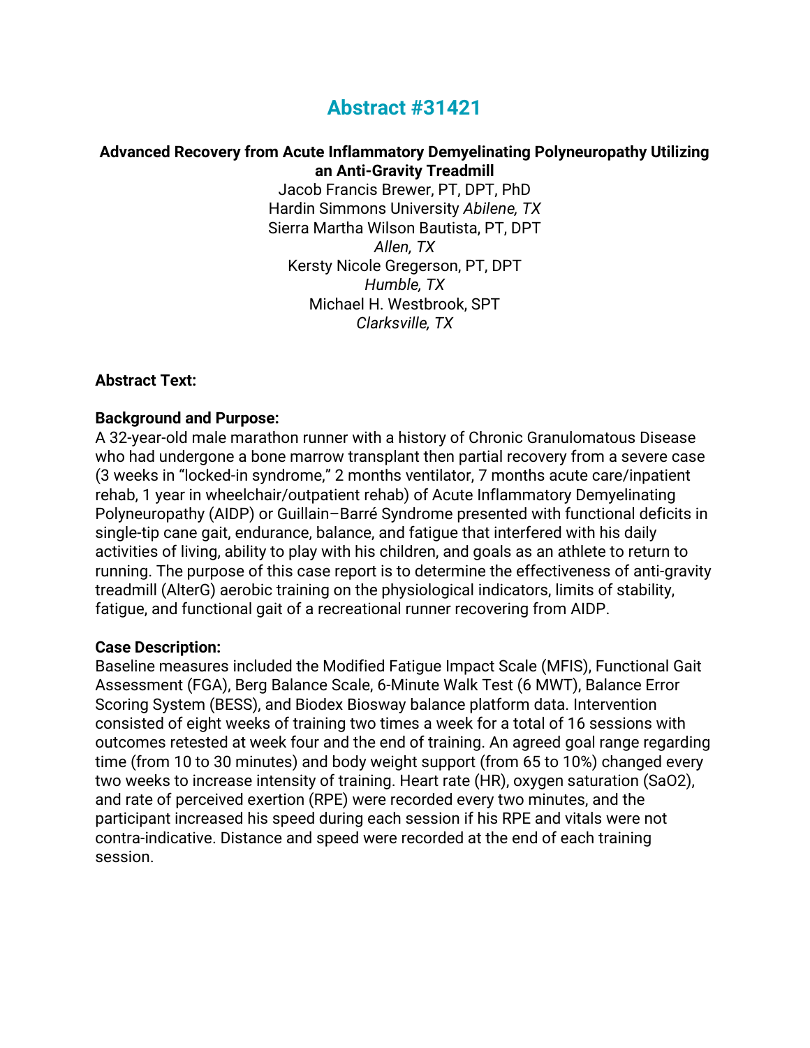# Abstract #31421

**Advanced Recovery from Acute Inflammatory Demyelinating Polyneuropathy Utilizing an Anti-Gravity Treadmill**

Jacob Francis Brewer, PT, DPT, PhD
Hardin Simmons University *Abilene, TX*
Sierra Martha Wilson Bautista, PT, DPT
*Allen, TX*
Kersty Nicole Gregerson, PT, DPT
*Humble, TX*
Michael H. Westbrook, SPT
*Clarksville, TX*

**Abstract Text:**

**Background and Purpose:**

A 32-year-old male marathon runner with a history of Chronic Granulomatous Disease who had undergone a bone marrow transplant then partial recovery from a severe case (3 weeks in "locked-in syndrome," 2 months ventilator, 7 months acute care/inpatient rehab, 1 year in wheelchair/outpatient rehab) of Acute Inflammatory Demyelinating Polyneuropathy (AIDP) or Guillain–Barré Syndrome presented with functional deficits in single-tip cane gait, endurance, balance, and fatigue that interfered with his daily activities of living, ability to play with his children, and goals as an athlete to return to running. The purpose of this case report is to determine the effectiveness of anti-gravity treadmill (AlterG) aerobic training on the physiological indicators, limits of stability, fatigue, and functional gait of a recreational runner recovering from AIDP.

**Case Description:**

Baseline measures included the Modified Fatigue Impact Scale (MFIS), Functional Gait Assessment (FGA), Berg Balance Scale, 6-Minute Walk Test (6 MWT), Balance Error Scoring System (BESS), and Biodex Biosway balance platform data. Intervention consisted of eight weeks of training two times a week for a total of 16 sessions with outcomes retested at week four and the end of training. An agreed goal range regarding time (from 10 to 30 minutes) and body weight support (from 65 to 10%) changed every two weeks to increase intensity of training. Heart rate (HR), oxygen saturation ($SaO_2$), and rate of perceived exertion (RPE) were recorded every two minutes, and the participant increased his speed during each session if his RPE and vitals were not contra-indicative. Distance and speed were recorded at the end of each training session.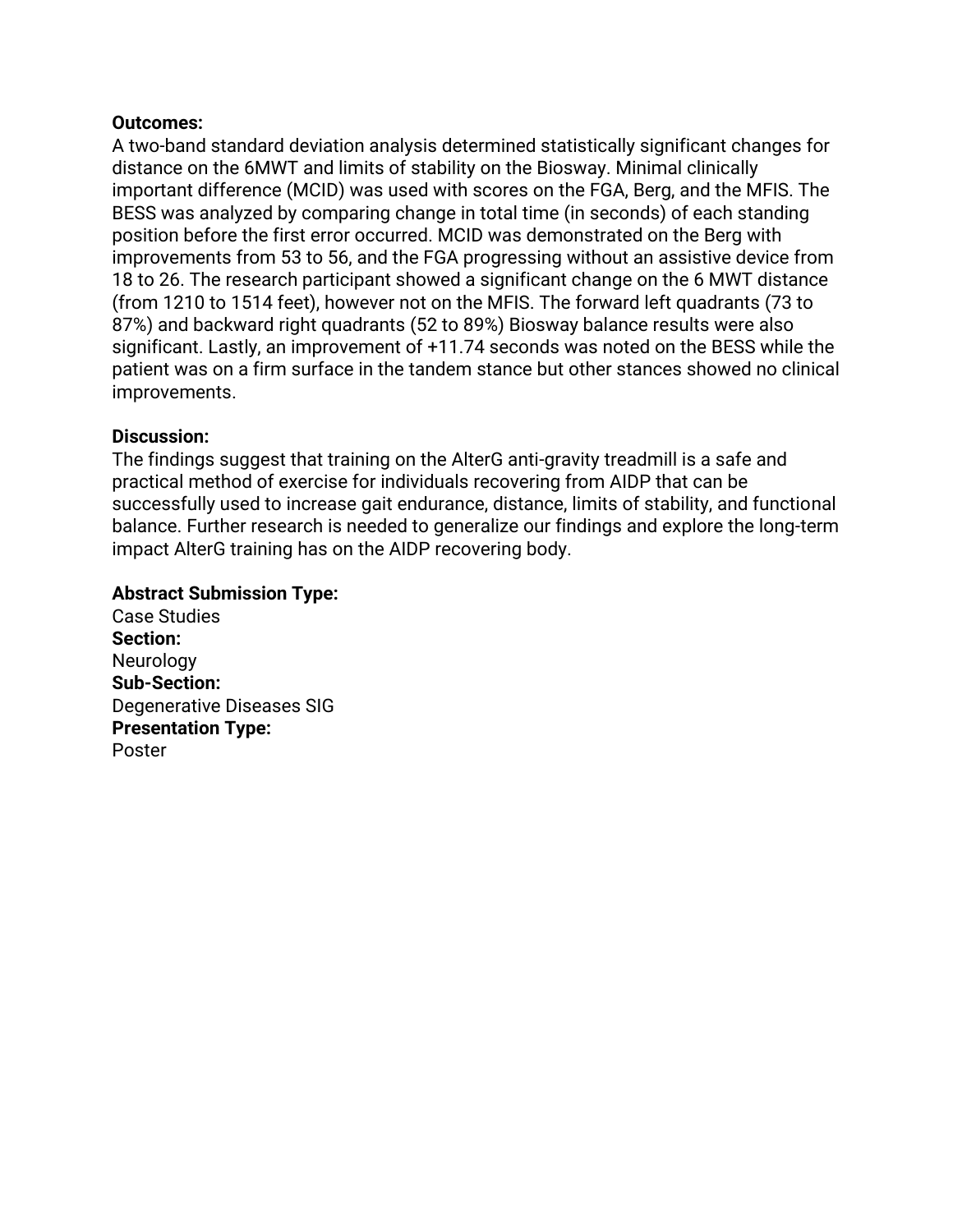**Outcomes:**
A two-band standard deviation analysis determined statistically significant changes for distance on the 6MWT and limits of stability on the Biosway. Minimal clinically important difference (MCID) was used with scores on the FGA, Berg, and the MFIS. The BESS was analyzed by comparing change in total time (in seconds) of each standing position before the first error occurred. MCID was demonstrated on the Berg with improvements from 53 to 56, and the FGA progressing without an assistive device from 18 to 26. The research participant showed a significant change on the 6 MWT distance (from 1210 to 1514 feet), however not on the MFIS. The forward left quadrants (73 to 87%) and backward right quadrants (52 to 89%) Biosway balance results were also significant. Lastly, an improvement of +11.74 seconds was noted on the BESS while the patient was on a firm surface in the tandem stance but other stances showed no clinical improvements.

**Discussion:**
The findings suggest that training on the AlterG anti-gravity treadmill is a safe and practical method of exercise for individuals recovering from AIDP that can be successfully used to increase gait endurance, distance, limits of stability, and functional balance. Further research is needed to generalize our findings and explore the long-term impact AlterG training has on the AIDP recovering body.

**Abstract Submission Type:**
Case Studies
**Section:**
Neurology
**Sub-Section:**
Degenerative Diseases SIG
**Presentation Type:**
Poster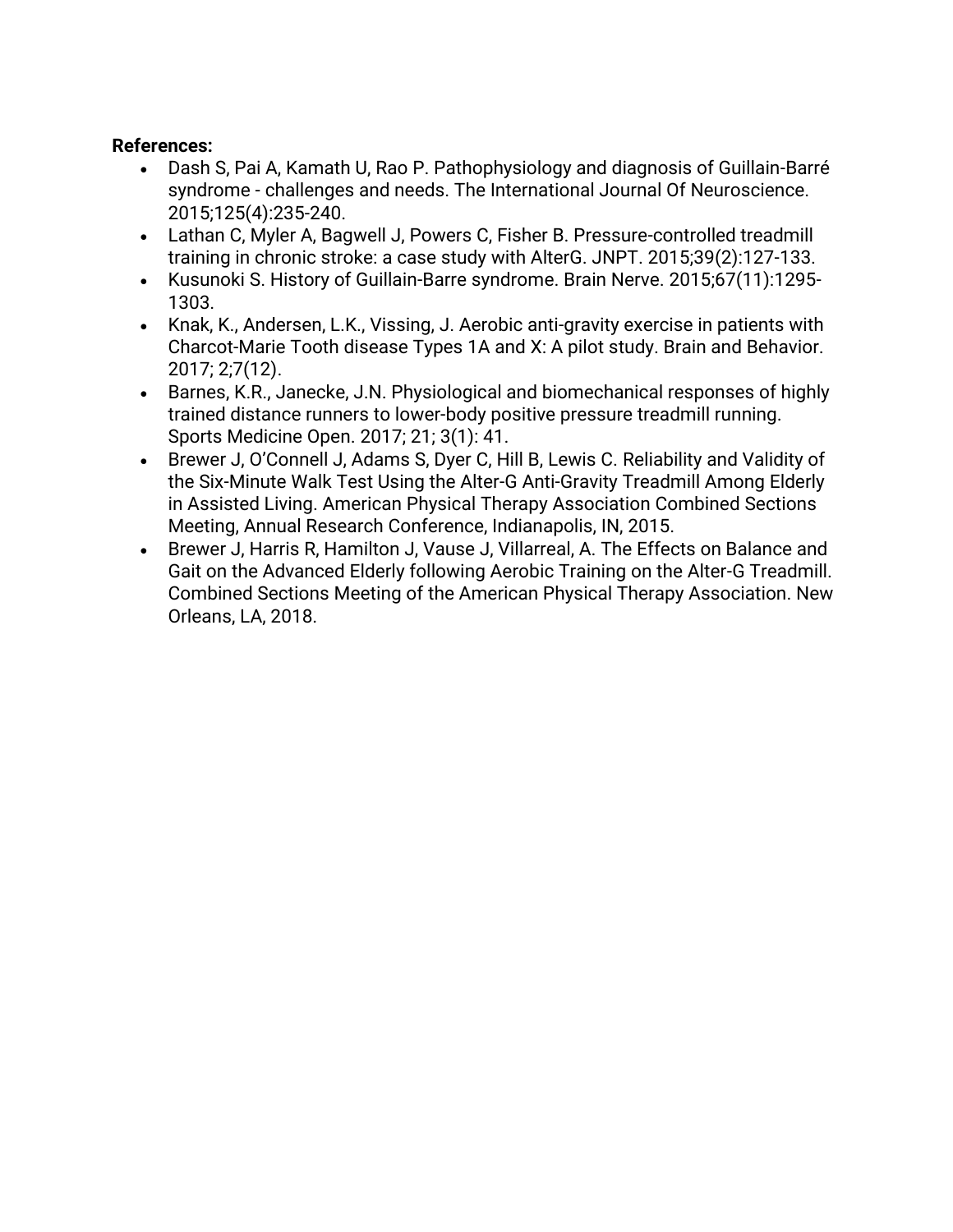**References:**

- Dash S, Pai A, Kamath U, Rao P. Pathophysiology and diagnosis of Guillain-Barré syndrome - challenges and needs. The International Journal Of Neuroscience. 2015;125(4):235-240.
- Lathan C, Myler A, Bagwell J, Powers C, Fisher B. Pressure-controlled treadmill training in chronic stroke: a case study with AlterG. JNPT. 2015;39(2):127-133.
- Kusunoki S. History of Guillain-Barre syndrome. Brain Nerve. 2015;67(11):1295-1303.
- Knak, K., Andersen, L.K., Vissing, J. Aerobic anti-gravity exercise in patients with Charcot-Marie Tooth disease Types 1A and X: A pilot study. Brain and Behavior. 2017; 2;7(12).
- Barnes, K.R., Janecke, J.N. Physiological and biomechanical responses of highly trained distance runners to lower-body positive pressure treadmill running. Sports Medicine Open. 2017; 21; 3(1): 41.
- Brewer J, O'Connell J, Adams S, Dyer C, Hill B, Lewis C. Reliability and Validity of the Six-Minute Walk Test Using the Alter-G Anti-Gravity Treadmill Among Elderly in Assisted Living. American Physical Therapy Association Combined Sections Meeting, Annual Research Conference, Indianapolis, IN, 2015.
- Brewer J, Harris R, Hamilton J, Vause J, Villarreal, A. The Effects on Balance and Gait on the Advanced Elderly following Aerobic Training on the Alter-G Treadmill. Combined Sections Meeting of the American Physical Therapy Association. New Orleans, LA, 2018.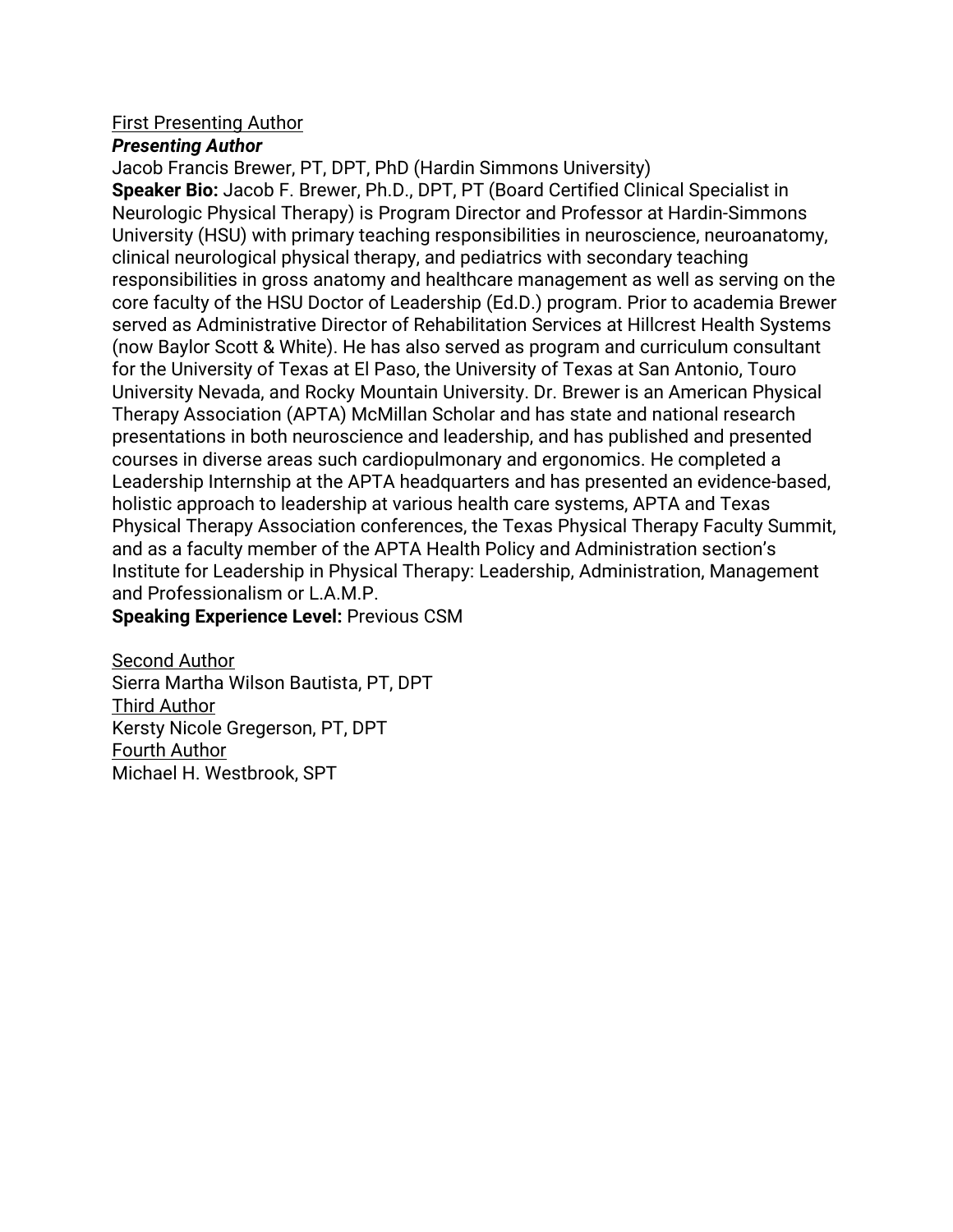First Presenting Author

***Presenting Author***

Jacob Francis Brewer, PT, DPT, PhD (Hardin Simmons University)

**Speaker Bio:** Jacob F. Brewer, Ph.D., DPT, PT (Board Certified Clinical Specialist in Neurologic Physical Therapy) is Program Director and Professor at Hardin-Simmons University (HSU) with primary teaching responsibilities in neuroscience, neuroanatomy, clinical neurological physical therapy, and pediatrics with secondary teaching responsibilities in gross anatomy and healthcare management as well as serving on the core faculty of the HSU Doctor of Leadership (Ed.D.) program. Prior to academia Brewer served as Administrative Director of Rehabilitation Services at Hillcrest Health Systems (now Baylor Scott & White). He has also served as program and curriculum consultant for the University of Texas at El Paso, the University of Texas at San Antonio, Touro University Nevada, and Rocky Mountain University. Dr. Brewer is an American Physical Therapy Association (APTA) McMillan Scholar and has state and national research presentations in both neuroscience and leadership, and has published and presented courses in diverse areas such cardiopulmonary and ergonomics. He completed a Leadership Internship at the APTA headquarters and has presented an evidence-based, holistic approach to leadership at various health care systems, APTA and Texas Physical Therapy Association conferences, the Texas Physical Therapy Faculty Summit, and as a faculty member of the APTA Health Policy and Administration section's Institute for Leadership in Physical Therapy: Leadership, Administration, Management and Professionalism or L.A.M.P.

**Speaking Experience Level:** Previous CSM

Second Author

Sierra Martha Wilson Bautista, PT, DPT

Third Author

Kersty Nicole Gregerson, PT, DPT

Fourth Author

Michael H. Westbrook, SPT